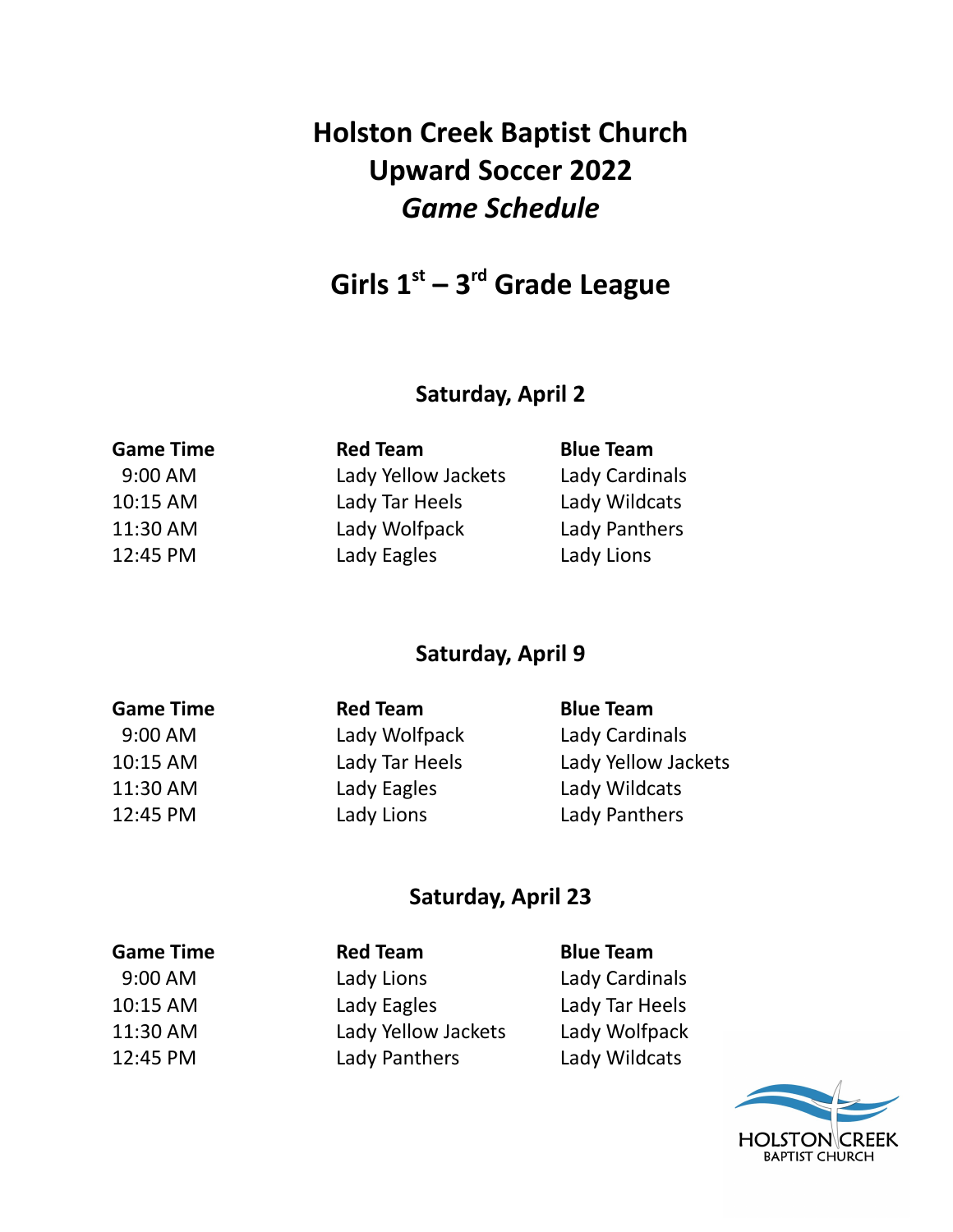# Holston Creek Baptist Church
# Upward Soccer 2022
# *Game Schedule*

## Girls 1st – 3rd Grade League

### Saturday, April 2

| Game Time | Red Team | Blue Team |
|---|---|---|
| 9:00 AM | Lady Yellow Jackets | Lady Cardinals |
| 10:15 AM | Lady Tar Heels | Lady Wildcats |
| 11:30 AM | Lady Wolfpack | Lady Panthers |
| 12:45 PM | Lady Eagles | Lady Lions |

### Saturday, April 9

| Game Time | Red Team | Blue Team |
|---|---|---|
| 9:00 AM | Lady Wolfpack | Lady Cardinals |
| 10:15 AM | Lady Tar Heels | Lady Yellow Jackets |
| 11:30 AM | Lady Eagles | Lady Wildcats |
| 12:45 PM | Lady Lions | Lady Panthers |

### Saturday, April 23

| Game Time | Red Team | Blue Team |
|---|---|---|
| 9:00 AM | Lady Lions | Lady Cardinals |
| 10:15 AM | Lady Eagles | Lady Tar Heels |
| 11:30 AM | Lady Yellow Jackets | Lady Wolfpack |
| 12:45 PM | Lady Panthers | Lady Wildcats |

HOLSTON CREEK
BAPTIST CHURCH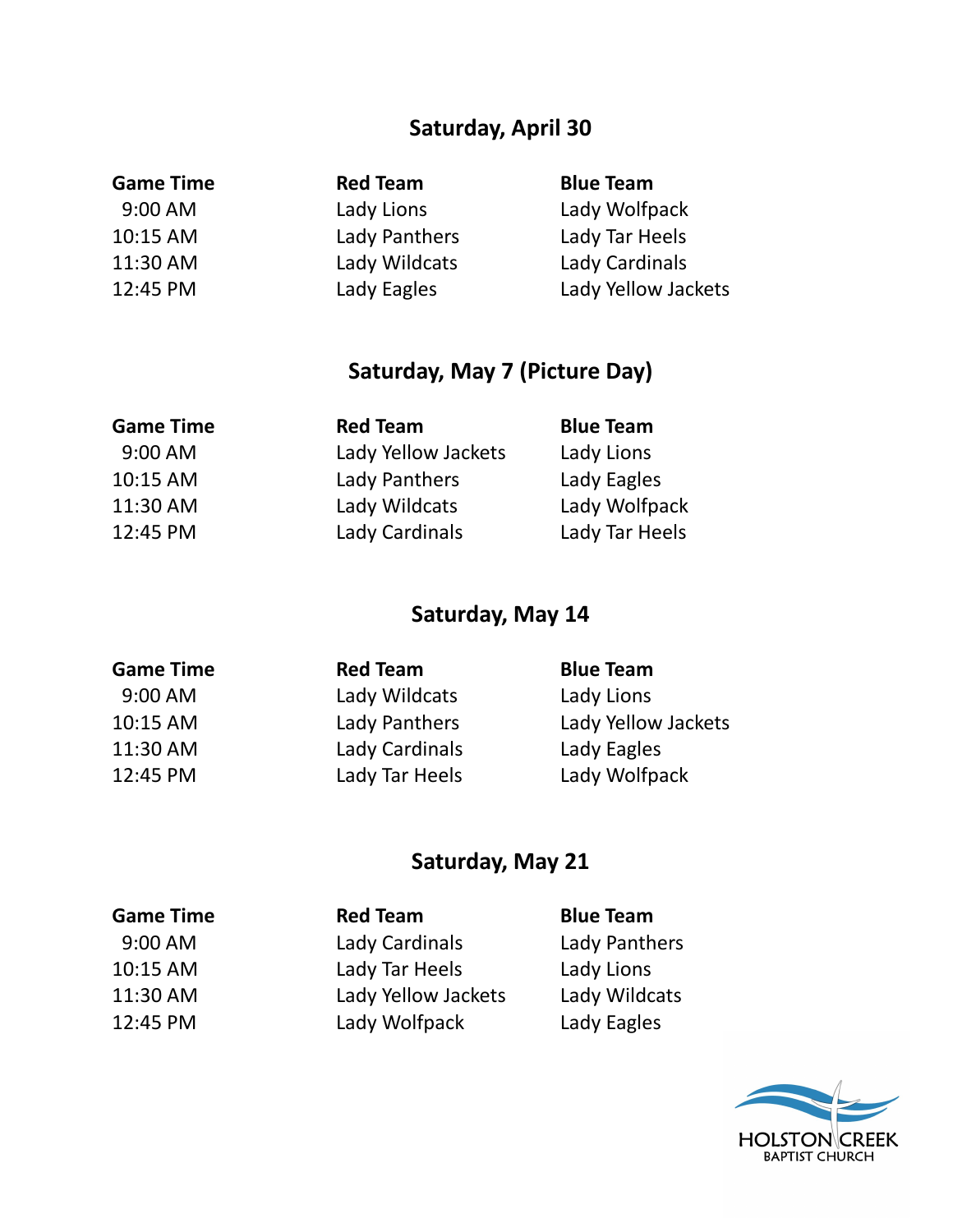## Saturday, April 30

| Game Time | Red Team | Blue Team |
|---|---|---|
| 9:00 AM | Lady Lions | Lady Wolfpack |
| 10:15 AM | Lady Panthers | Lady Tar Heels |
| 11:30 AM | Lady Wildcats | Lady Cardinals |
| 12:45 PM | Lady Eagles | Lady Yellow Jackets |

## Saturday, May 7 (Picture Day)

| Game Time | Red Team | Blue Team |
|---|---|---|
| 9:00 AM | Lady Yellow Jackets | Lady Lions |
| 10:15 AM | Lady Panthers | Lady Eagles |
| 11:30 AM | Lady Wildcats | Lady Wolfpack |
| 12:45 PM | Lady Cardinals | Lady Tar Heels |

## Saturday, May 14

| Game Time | Red Team | Blue Team |
|---|---|---|
| 9:00 AM | Lady Wildcats | Lady Lions |
| 10:15 AM | Lady Panthers | Lady Yellow Jackets |
| 11:30 AM | Lady Cardinals | Lady Eagles |
| 12:45 PM | Lady Tar Heels | Lady Wolfpack |

## Saturday, May 21

| Game Time | Red Team | Blue Team |
|---|---|---|
| 9:00 AM | Lady Cardinals | Lady Panthers |
| 10:15 AM | Lady Tar Heels | Lady Lions |
| 11:30 AM | Lady Yellow Jackets | Lady Wildcats |
| 12:45 PM | Lady Wolfpack | Lady Eagles |

HOLSTON CREEK
BAPTIST CHURCH